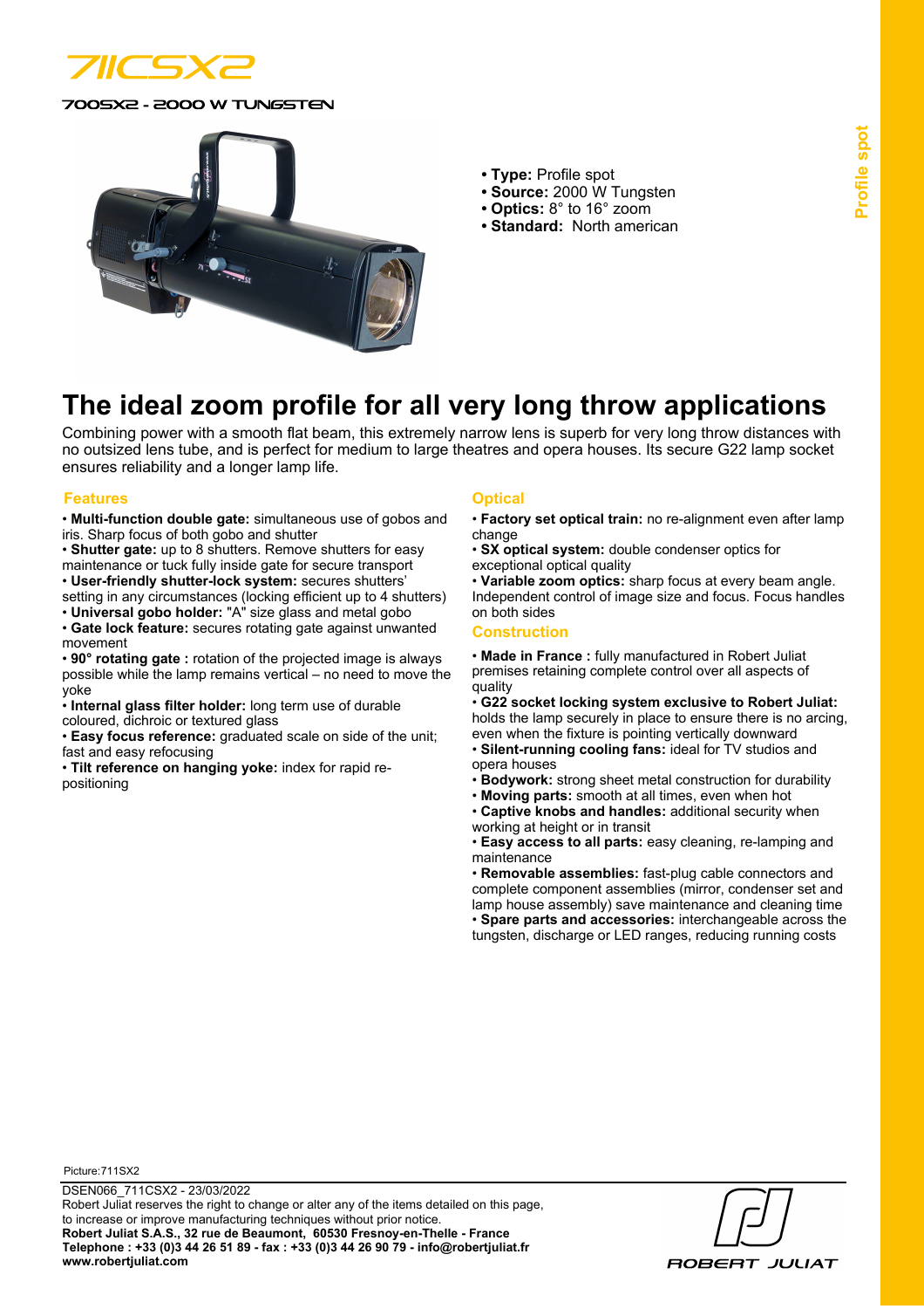# 711CSX2

700SX2 - 2000 W TUNGSTEN

- **Type:** Profile spot
- **Source:** 2000 W Tungsten
- **Optics:** 8° to 16° zoom
- **Standard:** North american

Profile spot

## The ideal zoom profile for all very long throw applications

Combining power with a smooth flat beam, this extremely narrow lens is superb for very long throw distances with no outsized lens tube, and is perfect for medium to large theatres and opera houses. Its secure G22 lamp socket ensures reliability and a longer lamp life.

### Features

- **Multi-function double gate:** simultaneous use of gobos and iris. Sharp focus of both gobo and shutter
- **Shutter gate:** up to 8 shutters. Remove shutters for easy maintenance or tuck fully inside gate for secure transport
- **User-friendly shutter-lock system:** secures shutters' setting in any circumstances (locking efficient up to 4 shutters)
- **Universal gobo holder:** "A" size glass and metal gobo
- **Gate lock feature:** secures rotating gate against unwanted movement
- **90° rotating gate :** rotation of the projected image is always possible while the lamp remains vertical – no need to move the yoke
- **Internal glass filter holder:** long term use of durable coloured, dichroic or textured glass
- **Easy focus reference:** graduated scale on side of the unit; fast and easy refocusing
- **Tilt reference on hanging yoke:** index for rapid re-positioning

### Optical

- **Factory set optical train:** no re-alignment even after lamp change
- **SX optical system:** double condenser optics for exceptional optical quality
- **Variable zoom optics:** sharp focus at every beam angle. Independent control of image size and focus. Focus handles on both sides

### Construction

- **Made in France :** fully manufactured in Robert Juliat premises retaining complete control over all aspects of quality
- **G22 socket locking system exclusive to Robert Juliat:** holds the lamp securely in place to ensure there is no arcing, even when the fixture is pointing vertically downward
- **Silent-running cooling fans:** ideal for TV studios and opera houses
- **Bodywork:** strong sheet metal construction for durability
- **Moving parts:** smooth at all times, even when hot
- **Captive knobs and handles:** additional security when working at height or in transit
- **Easy access to all parts:** easy cleaning, re-lamping and maintenance
- **Removable assemblies:** fast-plug cable connectors and complete component assemblies (mirror, condenser set and lamp house assembly) save maintenance and cleaning time
- **Spare parts and accessories:** interchangeable across the tungsten, discharge or LED ranges, reducing running costs

Picture:711SX2

DSEN066_711CSX2 - 23/03/2022
Robert Juliat reserves the right to change or alter any of the items detailed on this page, to increase or improve manufacturing techniques without prior notice.
**Robert Juliat S.A.S., 32 rue de Beaumont, 60530 Fresnoy-en-Thelle - France**
**Telephone : +33 (0)3 44 26 51 89 - fax : +33 (0)3 44 26 90 79 - info@robertjuliat.fr**
**www.robertjuliat.com**

ROBERT JULIAT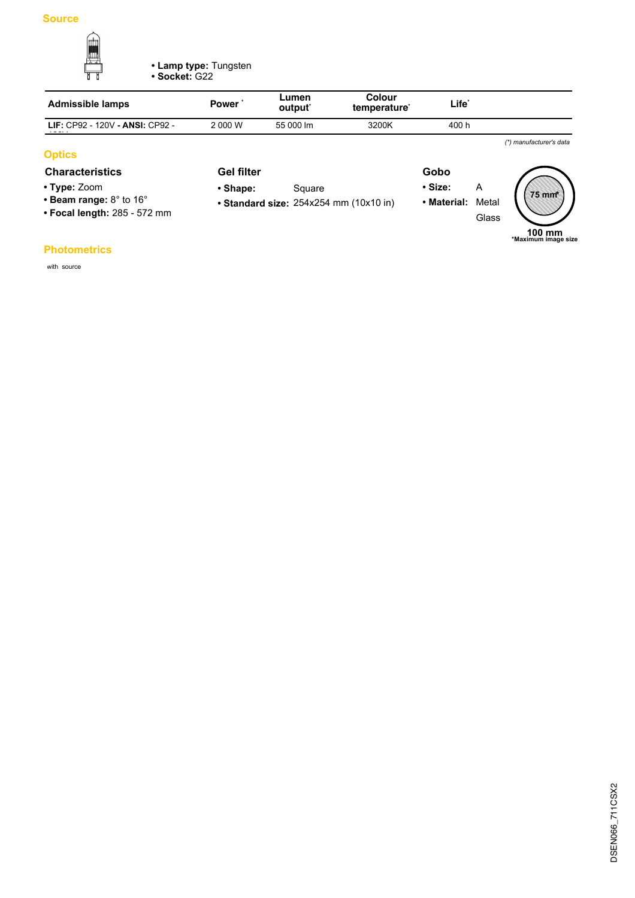## Source

- **Lamp type:** Tungsten
- **Socket:** G22

| Admissible lamps | Power * | Lumen output* | Colour temperature* | Life* |
|---|---|---|---|---|
| **LIF:** CP92 - 120V **- ANSI:** CP92 - 120V | 2 000 W | 55 000 lm | 3200K | 400 h |

*(\*) manufacturer's data*

## Optics

### Characteristics

- **Type:** Zoom
- **Beam range:** 8° to 16°
- **Focal length:** 285 - 572 mm

### Gel filter

- **Shape:** Square
- **Standard size:** 254x254 mm (10x10 in)

### Gobo

- **Size:** A
- **Material:** Metal, Glass

75 mm*

100 mm

*Maximum image size

## Photometrics

with source

DSEN066_711CSX2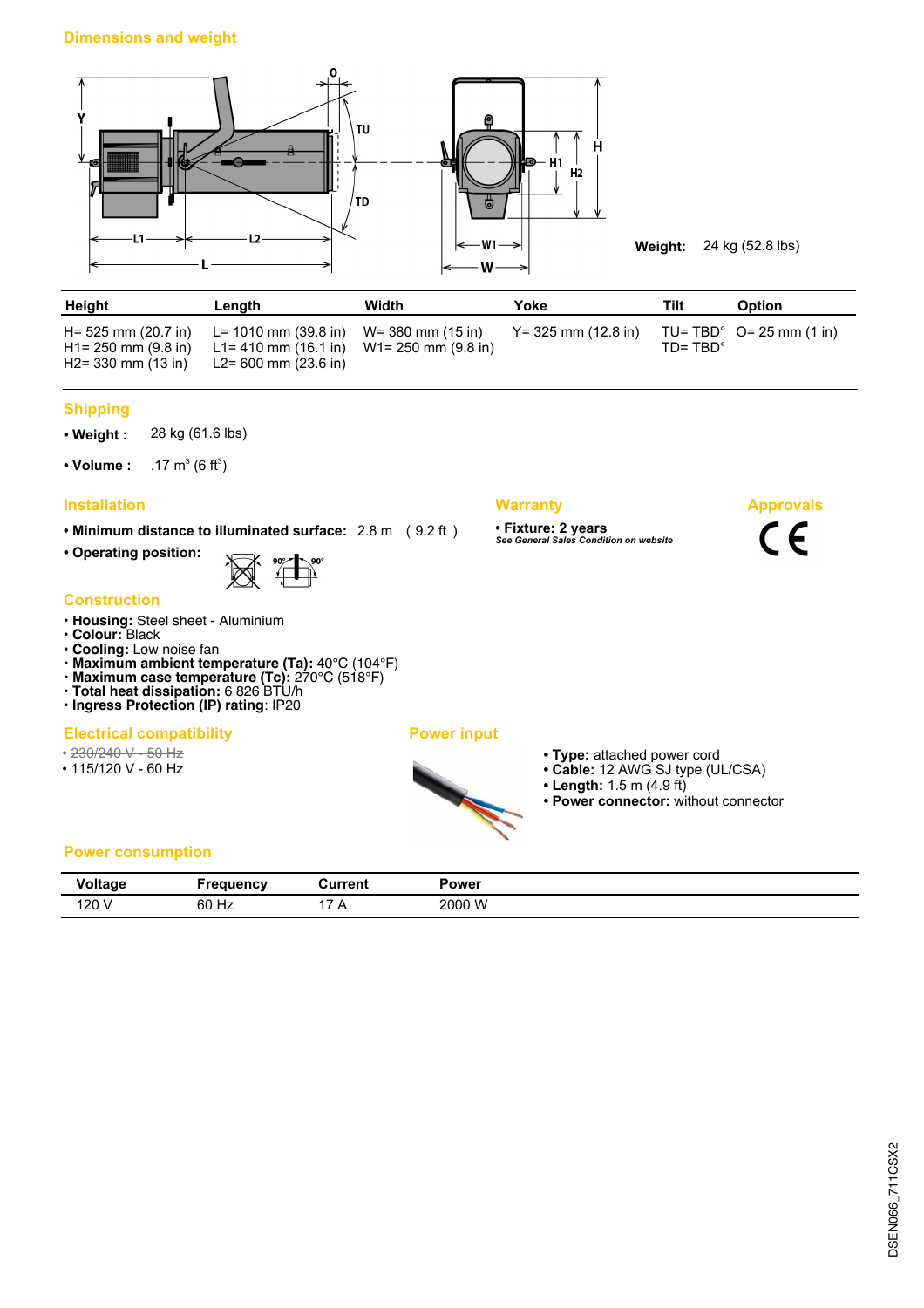## Dimensions and weight

Weight: 24 kg (52.8 lbs)

| Height | Length | Width | Yoke | Tilt | Option |
|---|---|---|---|---|---|
| H= 525 mm (20.7 in)<br>H1= 250 mm (9.8 in)<br>H2= 330 mm (13 in) | L= 1010 mm (39.8 in)<br>L1= 410 mm (16.1 in)<br>L2= 600 mm (23.6 in) | W= 380 mm (15 in)<br>W1= 250 mm (9.8 in) | Y= 325 mm (12.8 in) | TU= TBD°<br>TD= TBD° | O= 25 mm (1 in) |

## Shipping

- **Weight :** 28 kg (61.6 lbs)
- **Volume :** .17 $m^3$ (6 $ft^3$)

## Installation

- **Minimum distance to illuminated surface:** 2.8 m ( 9.2 ft )
- **Operating position:**

## Warranty

- **Fixture: 2 years**

*See General Sales Condition on website*

## Approvals

CE

## Construction

- **Housing:** Steel sheet - Aluminium
- **Colour:** Black
- **Cooling:** Low noise fan
- **Maximum ambient temperature (Ta):** 40°C (104°F)
- **Maximum case temperature (Tc):** 270°C (518°F)
- **Total heat dissipation:** 6 826 BTU/h
- **Ingress Protection (IP) rating**: IP20

## Electrical compatibility

- ~~230/240 V - 50 Hz~~
- 115/120 V - 60 Hz

## Power input

- **Type:** attached power cord
- **Cable:** 12 AWG SJ type (UL/CSA)
- **Length:** 1.5 m (4.9 ft)
- **Power connector:** without connector

## Power consumption

| Voltage | Frequency | Current | Power |
|---|---|---|---|
| 120 V | 60 Hz | 17 A | 2000 W |

DSEN066_711CSX2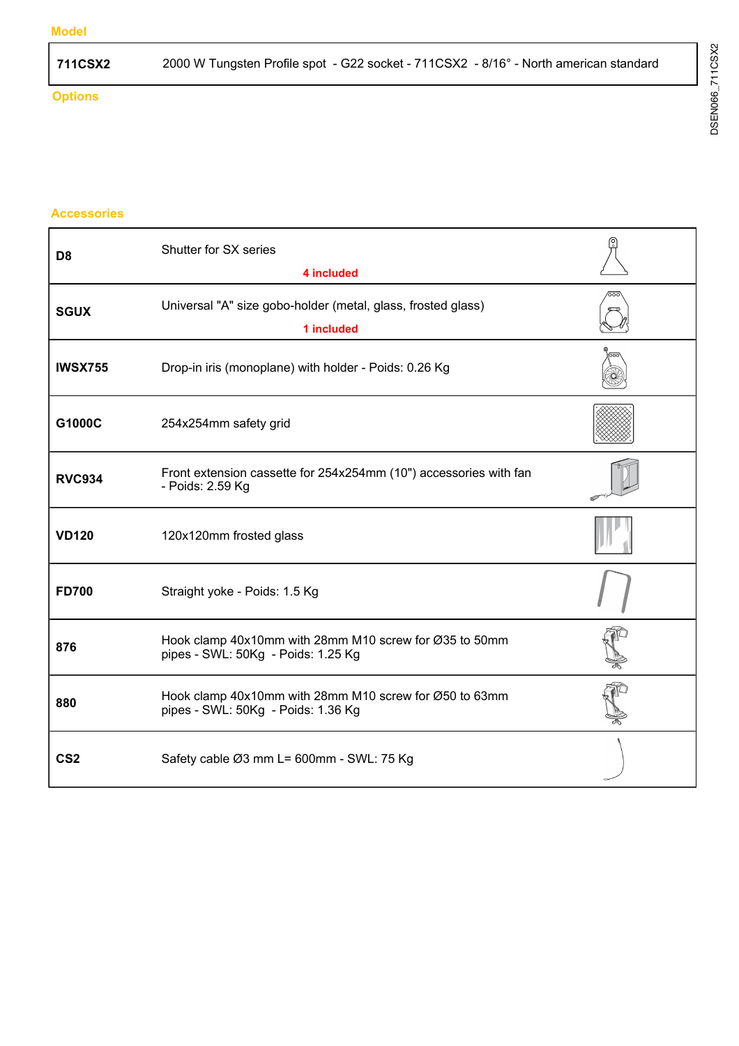## Model

| | |
|---|---|
| **711CSX2** | 2000 W Tungsten Profile spot - G22 socket - 711CSX2 - 8/16° - North american standard |

## Options

## Accessories

| | |
|---|---|
| **D8** | Shutter for SX series<br>**4 included** |
| **SGUX** | Universal "A" size gobo-holder (metal, glass, frosted glass)<br>**1 included** |
| **IWSX755** | Drop-in iris (monoplane) with holder - Poids: 0.26 Kg |
| **G1000C** | 254x254mm safety grid |
| **RVC934** | Front extension cassette for 254x254mm (10") accessories with fan - Poids: 2.59 Kg |
| **VD120** | 120x120mm frosted glass |
| **FD700** | Straight yoke - Poids: 1.5 Kg |
| **876** | Hook clamp 40x10mm with 28mm M10 screw for Ø35 to 50mm pipes - SWL: 50Kg - Poids: 1.25 Kg |
| **880** | Hook clamp 40x10mm with 28mm M10 screw for Ø50 to 63mm pipes - SWL: 50Kg - Poids: 1.36 Kg |
| **CS2** | Safety cable Ø3 mm L= 600mm - SWL: 75 Kg |